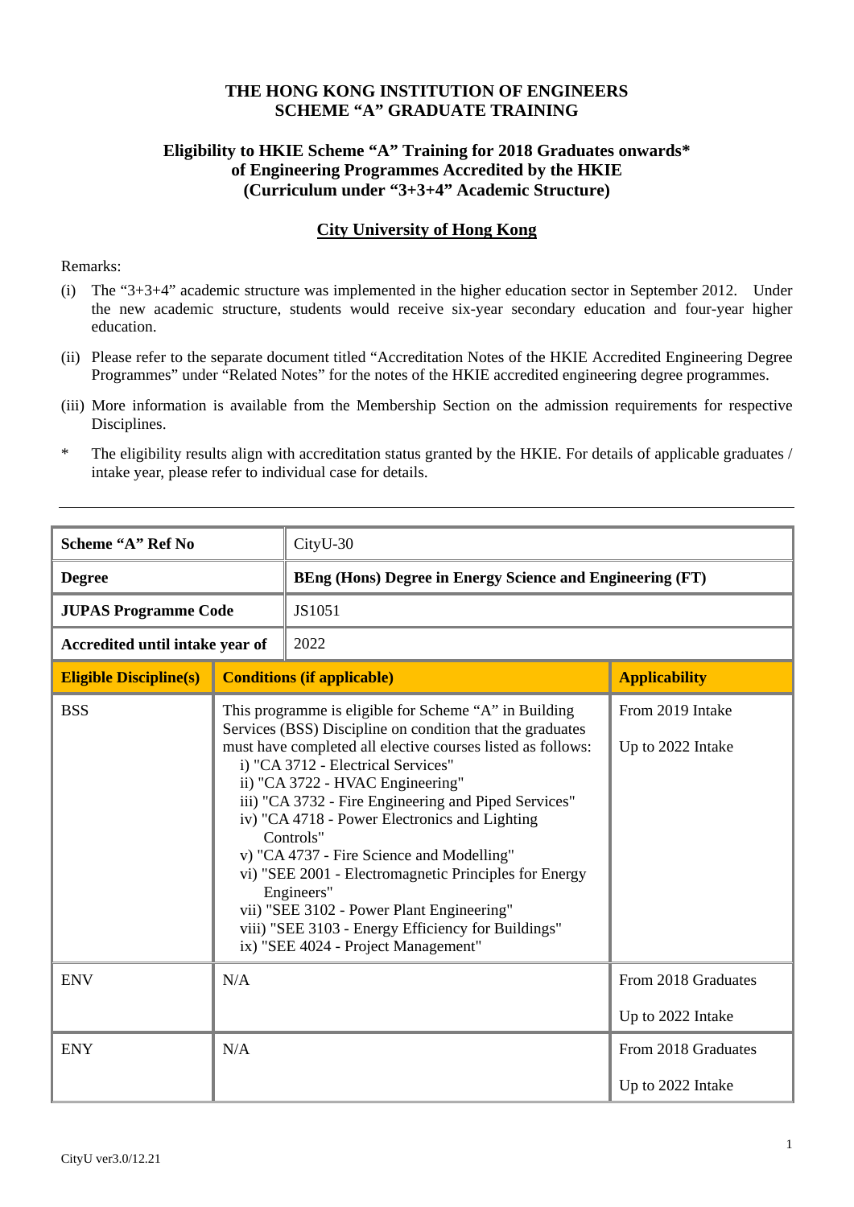# THE HONG KONG INSTITUTION OF ENGINEERS
# SCHEME "A" GRADUATE TRAINING

## Eligibility to HKIE Scheme "A" Training for 2018 Graduates onwards* of Engineering Programmes Accredited by the HKIE (Curriculum under "3+3+4" Academic Structure)

## City University of Hong Kong

Remarks:

(i) The "3+3+4" academic structure was implemented in the higher education sector in September 2012. Under the new academic structure, students would receive six-year secondary education and four-year higher education.

(ii) Please refer to the separate document titled "Accreditation Notes of the HKIE Accredited Engineering Degree Programmes" under "Related Notes" for the notes of the HKIE accredited engineering degree programmes.

(iii) More information is available from the Membership Section on the admission requirements for respective Disciplines.

\* The eligibility results align with accreditation status granted by the HKIE. For details of applicable graduates / intake year, please refer to individual case for details.

---

| **Scheme "A" Ref No** | CityU-30 | |
|---|---|---|
| **Degree** | **BEng (Hons) Degree in Energy Science and Engineering (FT)** | |
| **JUPAS Programme Code** | JS1051 | |
| **Accredited until intake year of** | 2022 | |
| **Eligible Discipline(s)** | **Conditions (if applicable)** | **Applicability** |
| BSS | This programme is eligible for Scheme "A" in Building Services (BSS) Discipline on condition that the graduates must have completed all elective courses listed as follows:<br>i) "CA 3712 - Electrical Services"<br>ii) "CA 3722 - HVAC Engineering"<br>iii) "CA 3732 - Fire Engineering and Piped Services"<br>iv) "CA 4718 - Power Electronics and Lighting Controls"<br>v) "CA 4737 - Fire Science and Modelling"<br>vi) "SEE 2001 - Electromagnetic Principles for Energy Engineers"<br>vii) "SEE 3102 - Power Plant Engineering"<br>viii) "SEE 3103 - Energy Efficiency for Buildings"<br>ix) "SEE 4024 - Project Management" | From 2019 Intake<br><br>Up to 2022 Intake |
| ENV | N/A | From 2018 Graduates<br><br>Up to 2022 Intake |
| ENY | N/A | From 2018 Graduates<br><br>Up to 2022 Intake |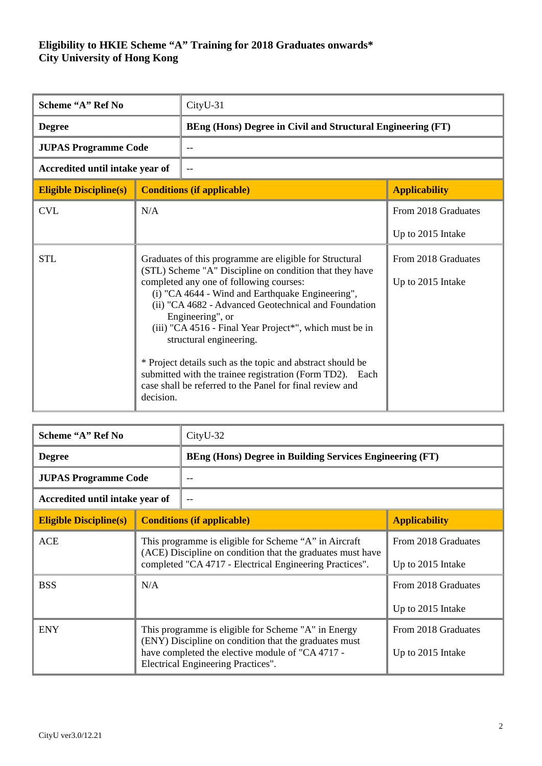**Eligibility to HKIE Scheme "A" Training for 2018 Graduates onwards***
**City University of Hong Kong**

| **Scheme "A" Ref No** | CityU-31 | |
|---|---|---|
| **Degree** | **BEng (Hons) Degree in Civil and Structural Engineering (FT)** | |
| **JUPAS Programme Code** | -- | |
| **Accredited until intake year of** | -- | |
| **Eligible Discipline(s)** | **Conditions (if applicable)** | **Applicability** |
| CVL | N/A | From 2018 Graduates<br><br>Up to 2015 Intake |
| STL | Graduates of this programme are eligible for Structural (STL) Scheme "A" Discipline on condition that they have completed any one of following courses:<br>(i) "CA 4644 - Wind and Earthquake Engineering",<br>(ii) "CA 4682 - Advanced Geotechnical and Foundation Engineering", or<br>(iii) "CA 4516 - Final Year Project*", which must be in structural engineering.<br><br>* Project details such as the topic and abstract should be submitted with the trainee registration (Form TD2). Each case shall be referred to the Panel for final review and decision. | From 2018 Graduates<br><br>Up to 2015 Intake |

| **Scheme "A" Ref No** | CityU-32 | |
|---|---|---|
| **Degree** | **BEng (Hons) Degree in Building Services Engineering (FT)** | |
| **JUPAS Programme Code** | -- | |
| **Accredited until intake year of** | -- | |
| **Eligible Discipline(s)** | **Conditions (if applicable)** | **Applicability** |
| ACE | This programme is eligible for Scheme "A" in Aircraft (ACE) Discipline on condition that the graduates must have completed "CA 4717 - Electrical Engineering Practices". | From 2018 Graduates<br><br>Up to 2015 Intake |
| BSS | N/A | From 2018 Graduates<br><br>Up to 2015 Intake |
| ENY | This programme is eligible for Scheme "A" in Energy (ENY) Discipline on condition that the graduates must have completed the elective module of "CA 4717 - Electrical Engineering Practices". | From 2018 Graduates<br><br>Up to 2015 Intake |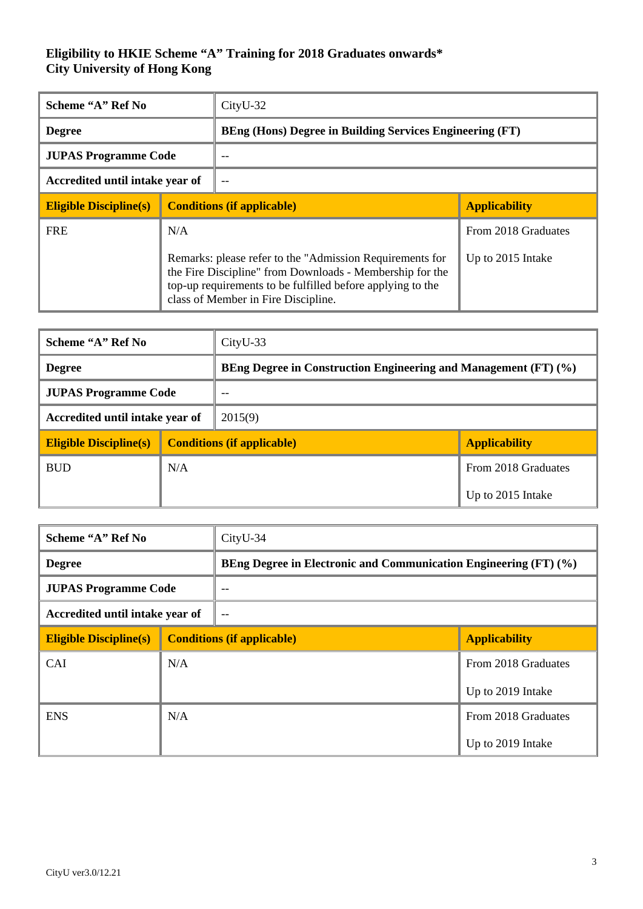**Eligibility to HKIE Scheme "A" Training for 2018 Graduates onwards***
**City University of Hong Kong**

| **Scheme "A" Ref No** | CityU-32 | |
|---|---|---|
| **Degree** | **BEng (Hons) Degree in Building Services Engineering (FT)** | |
| **JUPAS Programme Code** | -- | |
| **Accredited until intake year of** | -- | |
| **Eligible Discipline(s)** | **Conditions (if applicable)** | **Applicability** |
| FRE | N/A<br><br>Remarks: please refer to the "Admission Requirements for the Fire Discipline" from Downloads - Membership for the top-up requirements to be fulfilled before applying to the class of Member in Fire Discipline. | From 2018 Graduates<br><br>Up to 2015 Intake |

| **Scheme "A" Ref No** | CityU-33 | |
|---|---|---|
| **Degree** | **BEng Degree in Construction Engineering and Management (FT) (%)** | |
| **JUPAS Programme Code** | -- | |
| **Accredited until intake year of** | 2015(9) | |
| **Eligible Discipline(s)** | **Conditions (if applicable)** | **Applicability** |
| BUD | N/A | From 2018 Graduates<br><br>Up to 2015 Intake |

| **Scheme "A" Ref No** | CityU-34 | |
|---|---|---|
| **Degree** | **BEng Degree in Electronic and Communication Engineering (FT) (%)** | |
| **JUPAS Programme Code** | -- | |
| **Accredited until intake year of** | -- | |
| **Eligible Discipline(s)** | **Conditions (if applicable)** | **Applicability** |
| CAI | N/A | From 2018 Graduates<br><br>Up to 2019 Intake |
| ENS | N/A | From 2018 Graduates<br><br>Up to 2019 Intake |

CityU ver3.0/12.21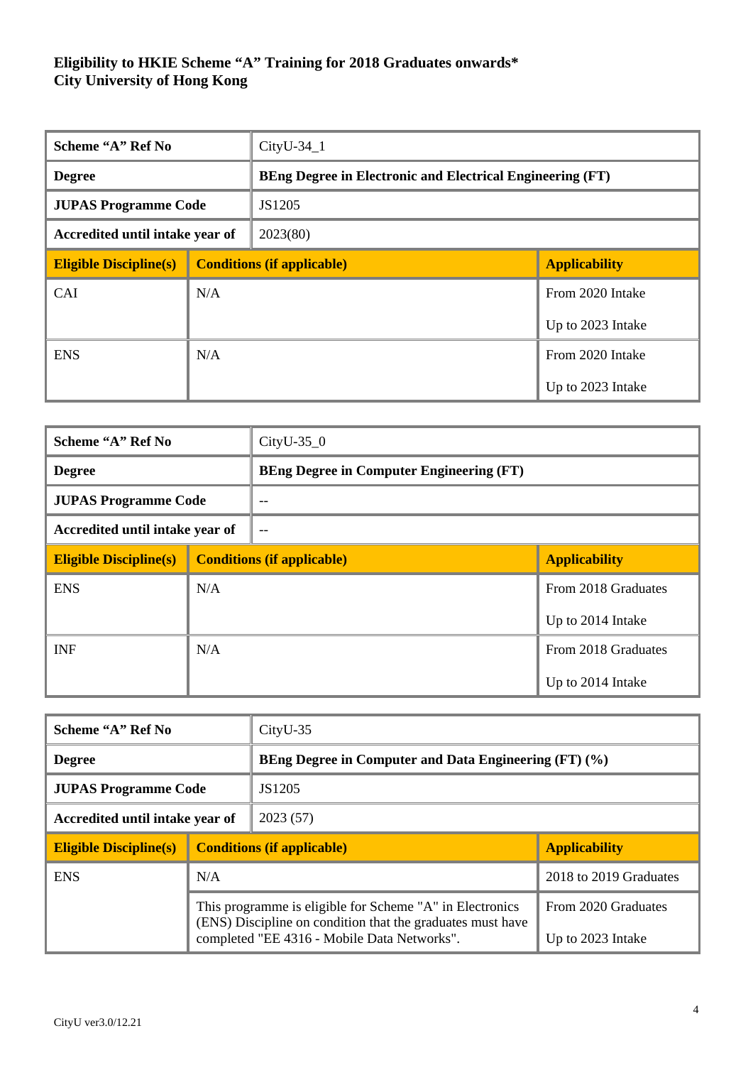**Eligibility to HKIE Scheme "A" Training for 2018 Graduates onwards***
**City University of Hong Kong**

| **Scheme "A" Ref No** | CityU-34_1 | |
|---|---|---|
| **Degree** | **BEng Degree in Electronic and Electrical Engineering (FT)** | |
| **JUPAS Programme Code** | JS1205 | |
| **Accredited until intake year of** | 2023(80) | |
| **Eligible Discipline(s)** | **Conditions (if applicable)** | **Applicability** |
| CAI | N/A | From 2020 Intake<br>Up to 2023 Intake |
| ENS | N/A | From 2020 Intake<br>Up to 2023 Intake |

| **Scheme "A" Ref No** | CityU-35_0 | |
|---|---|---|
| **Degree** | **BEng Degree in Computer Engineering (FT)** | |
| **JUPAS Programme Code** | -- | |
| **Accredited until intake year of** | -- | |
| **Eligible Discipline(s)** | **Conditions (if applicable)** | **Applicability** |
| ENS | N/A | From 2018 Graduates<br>Up to 2014 Intake |
| INF | N/A | From 2018 Graduates<br>Up to 2014 Intake |

| **Scheme "A" Ref No** | CityU-35 | |
|---|---|---|
| **Degree** | **BEng Degree in Computer and Data Engineering (FT) (%)** | |
| **JUPAS Programme Code** | JS1205 | |
| **Accredited until intake year of** | 2023 (57) | |
| **Eligible Discipline(s)** | **Conditions (if applicable)** | **Applicability** |
| ENS | N/A | 2018 to 2019 Graduates |
| | This programme is eligible for Scheme "A" in Electronics (ENS) Discipline on condition that the graduates must have completed "EE 4316 - Mobile Data Networks". | From 2020 Graduates<br>Up to 2023 Intake |

CityU ver3.0/12.21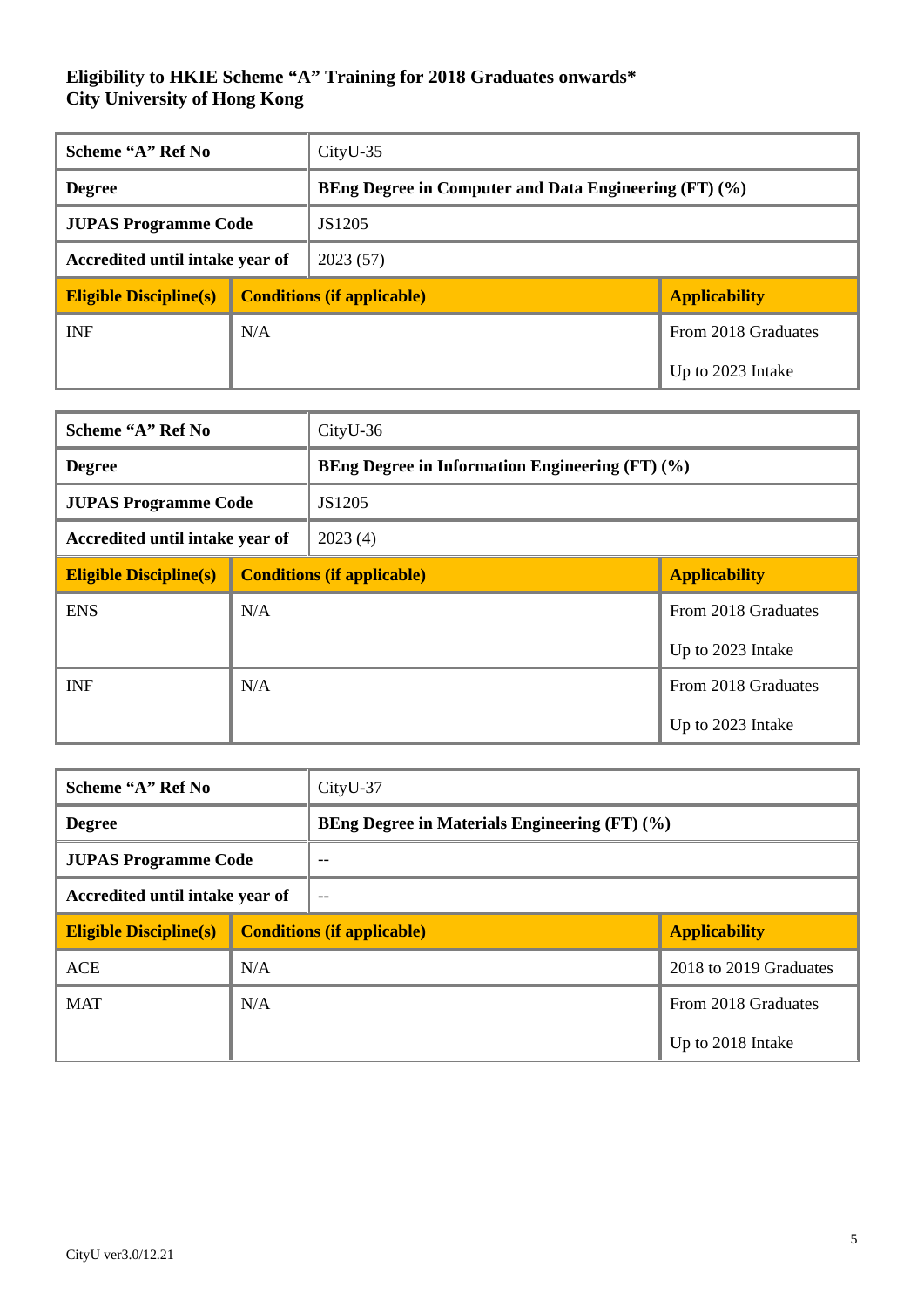**Eligibility to HKIE Scheme "A" Training for 2018 Graduates onwards***
**City University of Hong Kong**

| Scheme "A" Ref No | CityU-35 | |
|---|---|---|
| **Degree** | **BEng Degree in Computer and Data Engineering (FT) (%)** | |
| **JUPAS Programme Code** | JS1205 | |
| **Accredited until intake year of** | 2023 (57) | |
| **Eligible Discipline(s)** | **Conditions (if applicable)** | **Applicability** |
| INF | N/A | From 2018 Graduates<br>Up to 2023 Intake |

| Scheme "A" Ref No | CityU-36 | |
|---|---|---|
| **Degree** | **BEng Degree in Information Engineering (FT) (%)** | |
| **JUPAS Programme Code** | JS1205 | |
| **Accredited until intake year of** | 2023 (4) | |
| **Eligible Discipline(s)** | **Conditions (if applicable)** | **Applicability** |
| ENS | N/A | From 2018 Graduates<br>Up to 2023 Intake |
| INF | N/A | From 2018 Graduates<br>Up to 2023 Intake |

| Scheme "A" Ref No | CityU-37 | |
|---|---|---|
| **Degree** | **BEng Degree in Materials Engineering (FT) (%)** | |
| **JUPAS Programme Code** | -- | |
| **Accredited until intake year of** | -- | |
| **Eligible Discipline(s)** | **Conditions (if applicable)** | **Applicability** |
| ACE | N/A | 2018 to 2019 Graduates |
| MAT | N/A | From 2018 Graduates<br>Up to 2018 Intake |

CityU ver3.0/12.21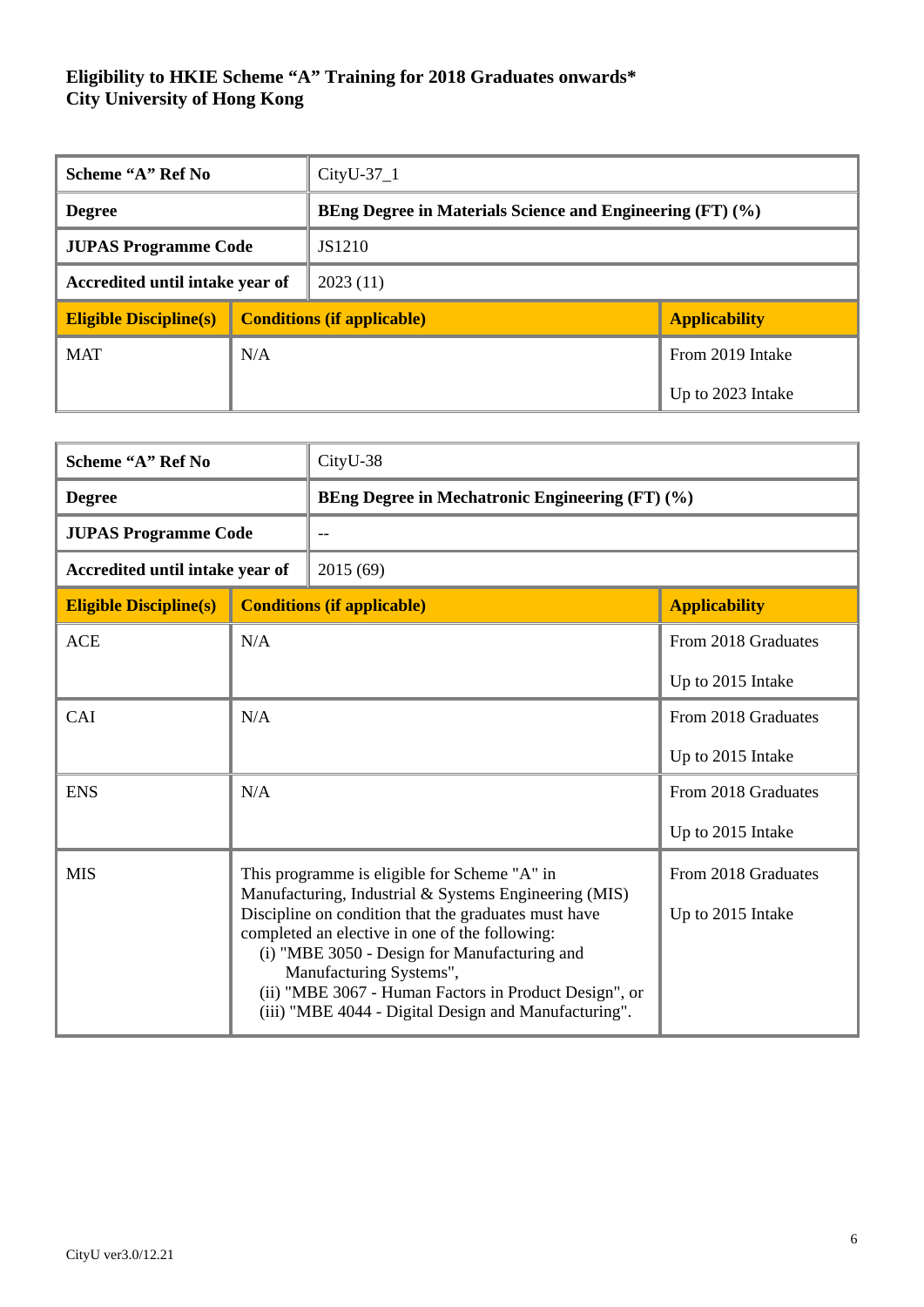**Eligibility to HKIE Scheme "A" Training for 2018 Graduates onwards***
**City University of Hong Kong**

| **Scheme "A" Ref No** | CityU-37_1 | |
|---|---|---|
| **Degree** | **BEng Degree in Materials Science and Engineering (FT) (%)** | |
| **JUPAS Programme Code** | JS1210 | |
| **Accredited until intake year of** | 2023 (11) | |
| **Eligible Discipline(s)** | **Conditions (if applicable)** | **Applicability** |
| MAT | N/A | From 2019 Intake<br>Up to 2023 Intake |

| **Scheme "A" Ref No** | CityU-38 | |
|---|---|---|
| **Degree** | **BEng Degree in Mechatronic Engineering (FT) (%)** | |
| **JUPAS Programme Code** | -- | |
| **Accredited until intake year of** | 2015 (69) | |
| **Eligible Discipline(s)** | **Conditions (if applicable)** | **Applicability** |
| ACE | N/A | From 2018 Graduates<br>Up to 2015 Intake |
| CAI | N/A | From 2018 Graduates<br>Up to 2015 Intake |
| ENS | N/A | From 2018 Graduates<br>Up to 2015 Intake |
| MIS | This programme is eligible for Scheme "A" in Manufacturing, Industrial & Systems Engineering (MIS) Discipline on condition that the graduates must have completed an elective in one of the following:<br>(i) "MBE 3050 - Design for Manufacturing and Manufacturing Systems",<br>(ii) "MBE 3067 - Human Factors in Product Design", or<br>(iii) "MBE 4044 - Digital Design and Manufacturing". | From 2018 Graduates<br>Up to 2015 Intake |

CityU ver3.0/12.21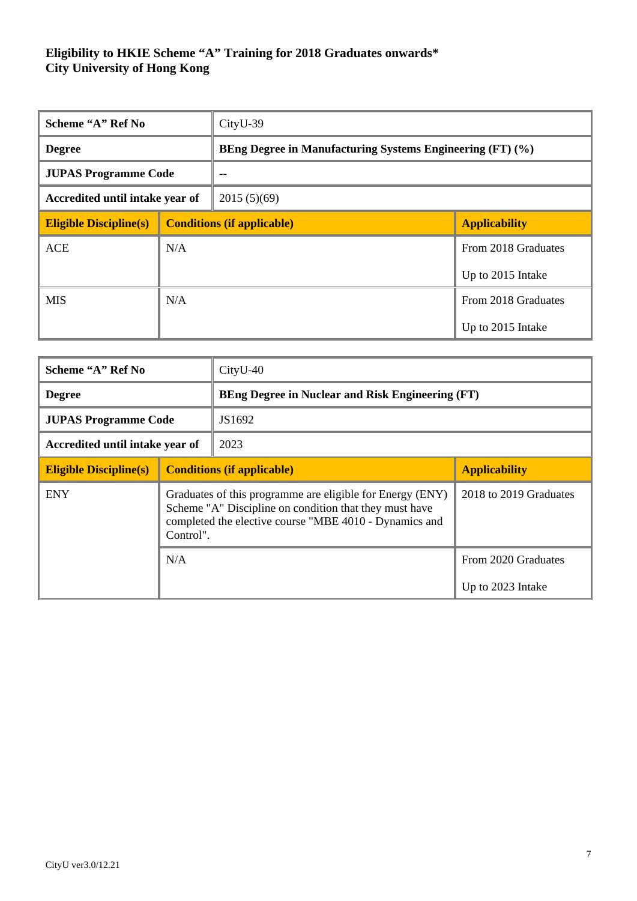**Eligibility to HKIE Scheme "A" Training for 2018 Graduates onwards***
**City University of Hong Kong**

| **Scheme "A" Ref No** | CityU-39 | |
|---|---|---|
| **Degree** | **BEng Degree in Manufacturing Systems Engineering (FT) (%)** | |
| **JUPAS Programme Code** | -- | |
| **Accredited until intake year of** | 2015 (5)(69) | |
| **Eligible Discipline(s)** | **Conditions (if applicable)** | **Applicability** |
| ACE | N/A | From 2018 Graduates<br>Up to 2015 Intake |
| MIS | N/A | From 2018 Graduates<br>Up to 2015 Intake |

| **Scheme "A" Ref No** | CityU-40 | |
|---|---|---|
| **Degree** | **BEng Degree in Nuclear and Risk Engineering (FT)** | |
| **JUPAS Programme Code** | JS1692 | |
| **Accredited until intake year of** | 2023 | |
| **Eligible Discipline(s)** | **Conditions (if applicable)** | **Applicability** |
| ENY | Graduates of this programme are eligible for Energy (ENY) Scheme "A" Discipline on condition that they must have completed the elective course "MBE 4010 - Dynamics and Control". | 2018 to 2019 Graduates |
| | N/A | From 2020 Graduates<br>Up to 2023 Intake |

CityU ver3.0/12.21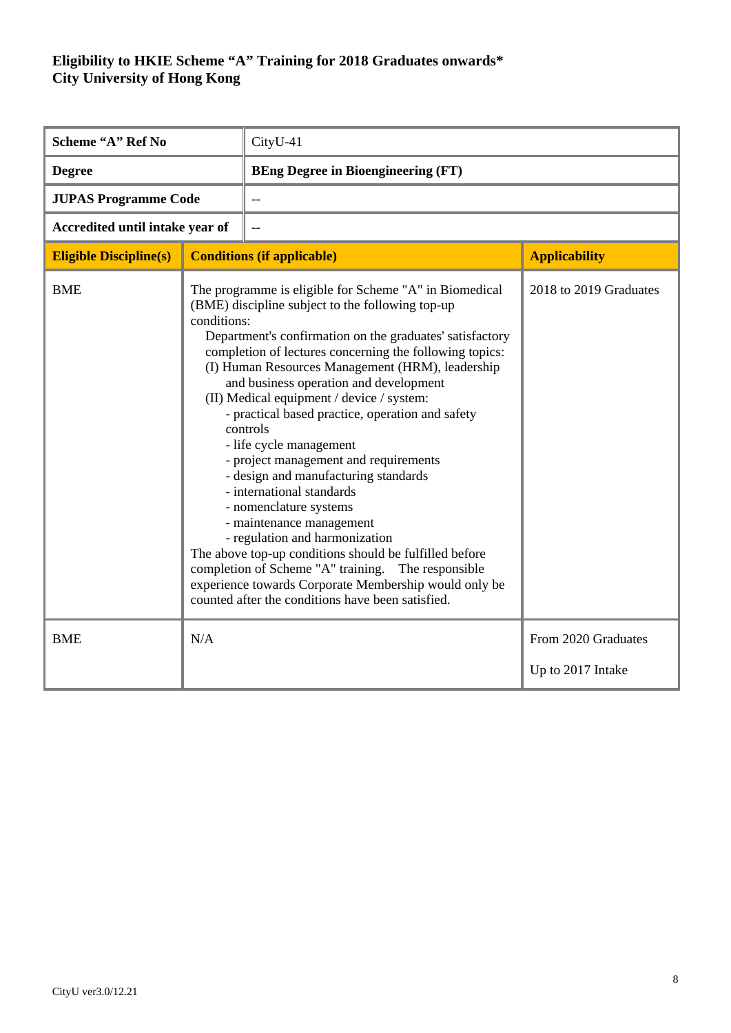**Eligibility to HKIE Scheme "A" Training for 2018 Graduates onwards***
**City University of Hong Kong**

| **Scheme "A" Ref No** | CityU-41 | |
|---|---|---|
| **Degree** | **BEng Degree in Bioengineering (FT)** | |
| **JUPAS Programme Code** | -- | |
| **Accredited until intake year of** | -- | |
| **Eligible Discipline(s)** | **Conditions (if applicable)** | **Applicability** |
| BME | The programme is eligible for Scheme "A" in Biomedical (BME) discipline subject to the following top-up conditions:<br>Department's confirmation on the graduates' satisfactory completion of lectures concerning the following topics:<br>(I) Human Resources Management (HRM), leadership and business operation and development<br>(II) Medical equipment / device / system:<br>- practical based practice, operation and safety controls<br>- life cycle management<br>- project management and requirements<br>- design and manufacturing standards<br>- international standards<br>- nomenclature systems<br>- maintenance management<br>- regulation and harmonization<br>The above top-up conditions should be fulfilled before completion of Scheme "A" training. The responsible experience towards Corporate Membership would only be counted after the conditions have been satisfied. | 2018 to 2019 Graduates |
| BME | N/A | From 2020 Graduates<br><br>Up to 2017 Intake |

CityU ver3.0/12.21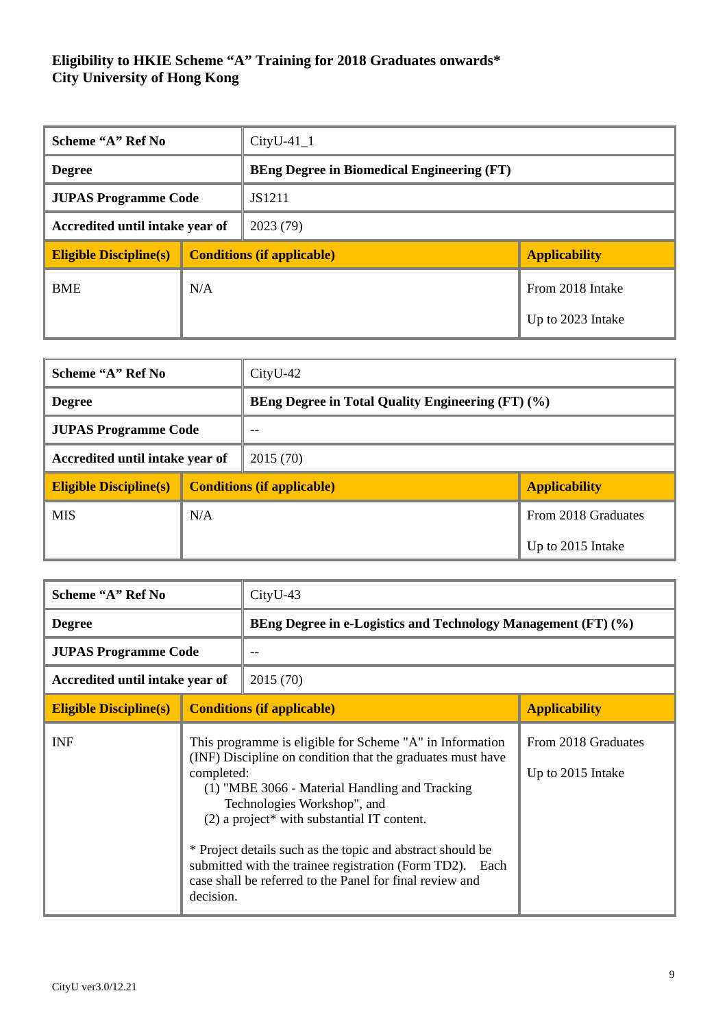**Eligibility to HKIE Scheme "A" Training for 2018 Graduates onwards***
**City University of Hong Kong**

| Scheme "A" Ref No | CityU-41_1 | |
|---|---|---|
| Degree | **BEng Degree in Biomedical Engineering (FT)** | |
| JUPAS Programme Code | JS1211 | |
| Accredited until intake year of | 2023 (79) | |
| **Eligible Discipline(s)** | **Conditions (if applicable)** | **Applicability** |
| BME | N/A | From 2018 Intake<br><br>Up to 2023 Intake |

| Scheme "A" Ref No | CityU-42 | |
|---|---|---|
| Degree | **BEng Degree in Total Quality Engineering (FT) (%)** | |
| JUPAS Programme Code | -- | |
| Accredited until intake year of | 2015 (70) | |
| **Eligible Discipline(s)** | **Conditions (if applicable)** | **Applicability** |
| MIS | N/A | From 2018 Graduates<br><br>Up to 2015 Intake |

| Scheme "A" Ref No | CityU-43 | |
|---|---|---|
| Degree | **BEng Degree in e-Logistics and Technology Management (FT) (%)** | |
| JUPAS Programme Code | -- | |
| Accredited until intake year of | 2015 (70) | |
| **Eligible Discipline(s)** | **Conditions (if applicable)** | **Applicability** |
| INF | This programme is eligible for Scheme "A" in Information (INF) Discipline on condition that the graduates must have completed:<br>(1) "MBE 3066 - Material Handling and Tracking Technologies Workshop", and<br>(2) a project* with substantial IT content.<br><br>* Project details such as the topic and abstract should be submitted with the trainee registration (Form TD2). Each case shall be referred to the Panel for final review and decision. | From 2018 Graduates<br><br>Up to 2015 Intake |

CityU ver3.0/12.21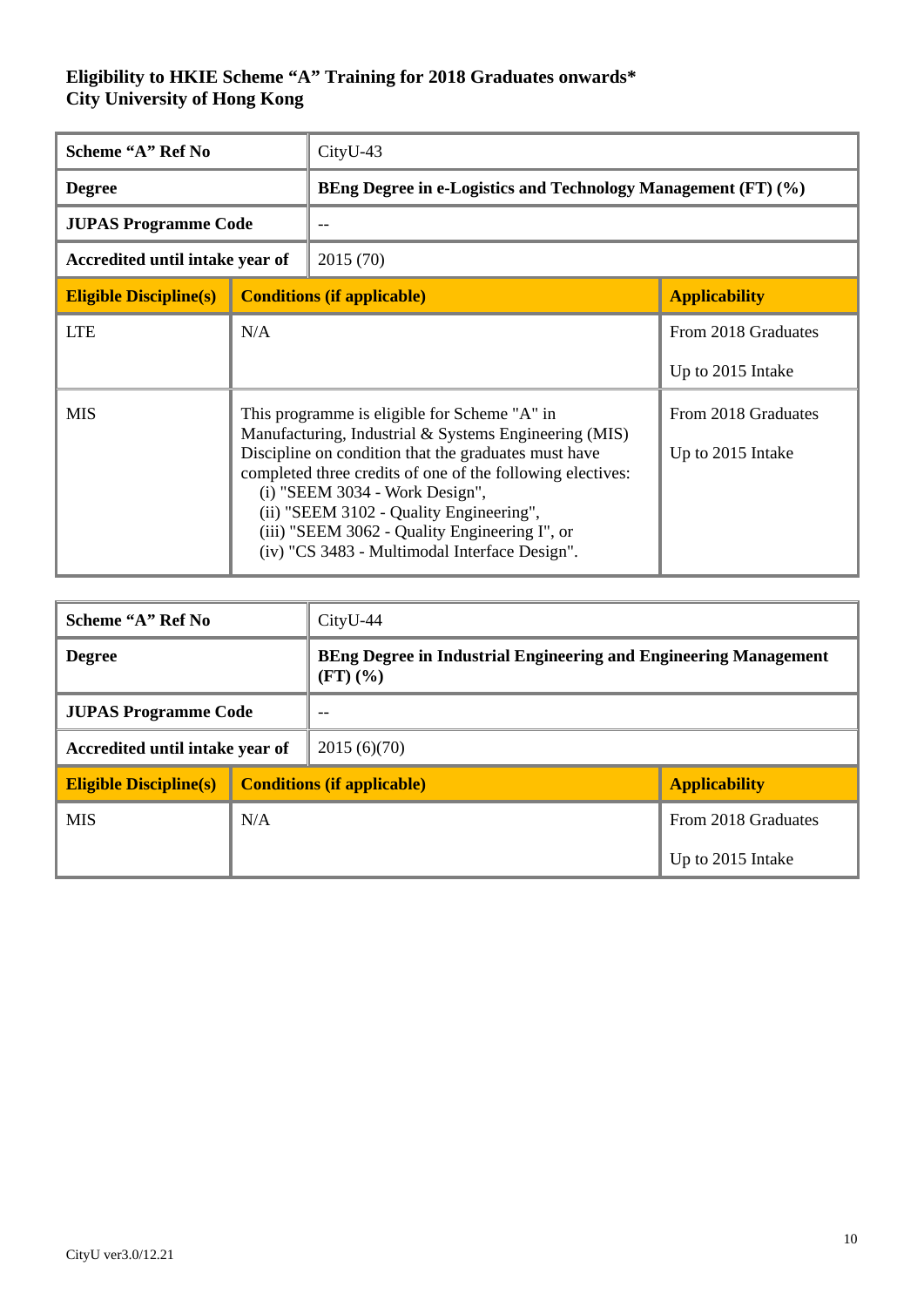**Eligibility to HKIE Scheme "A" Training for 2018 Graduates onwards***
**City University of Hong Kong**

| **Scheme "A" Ref No** | CityU-43 | |
|---|---|---|
| **Degree** | **BEng Degree in e-Logistics and Technology Management (FT) (%)** | |
| **JUPAS Programme Code** | -- | |
| **Accredited until intake year of** | 2015 (70) | |
| **Eligible Discipline(s)** | **Conditions (if applicable)** | **Applicability** |
| LTE | N/A | From 2018 Graduates<br><br>Up to 2015 Intake |
| MIS | This programme is eligible for Scheme "A" in Manufacturing, Industrial & Systems Engineering (MIS) Discipline on condition that the graduates must have completed three credits of one of the following electives:<br>(i) "SEEM 3034 - Work Design",<br>(ii) "SEEM 3102 - Quality Engineering",<br>(iii) "SEEM 3062 - Quality Engineering I", or<br>(iv) "CS 3483 - Multimodal Interface Design". | From 2018 Graduates<br><br>Up to 2015 Intake |

| **Scheme "A" Ref No** | CityU-44 | |
|---|---|---|
| **Degree** | **BEng Degree in Industrial Engineering and Engineering Management (FT) (%)** | |
| **JUPAS Programme Code** | -- | |
| **Accredited until intake year of** | 2015 (6)(70) | |
| **Eligible Discipline(s)** | **Conditions (if applicable)** | **Applicability** |
| MIS | N/A | From 2018 Graduates<br><br>Up to 2015 Intake |

CityU ver3.0/12.21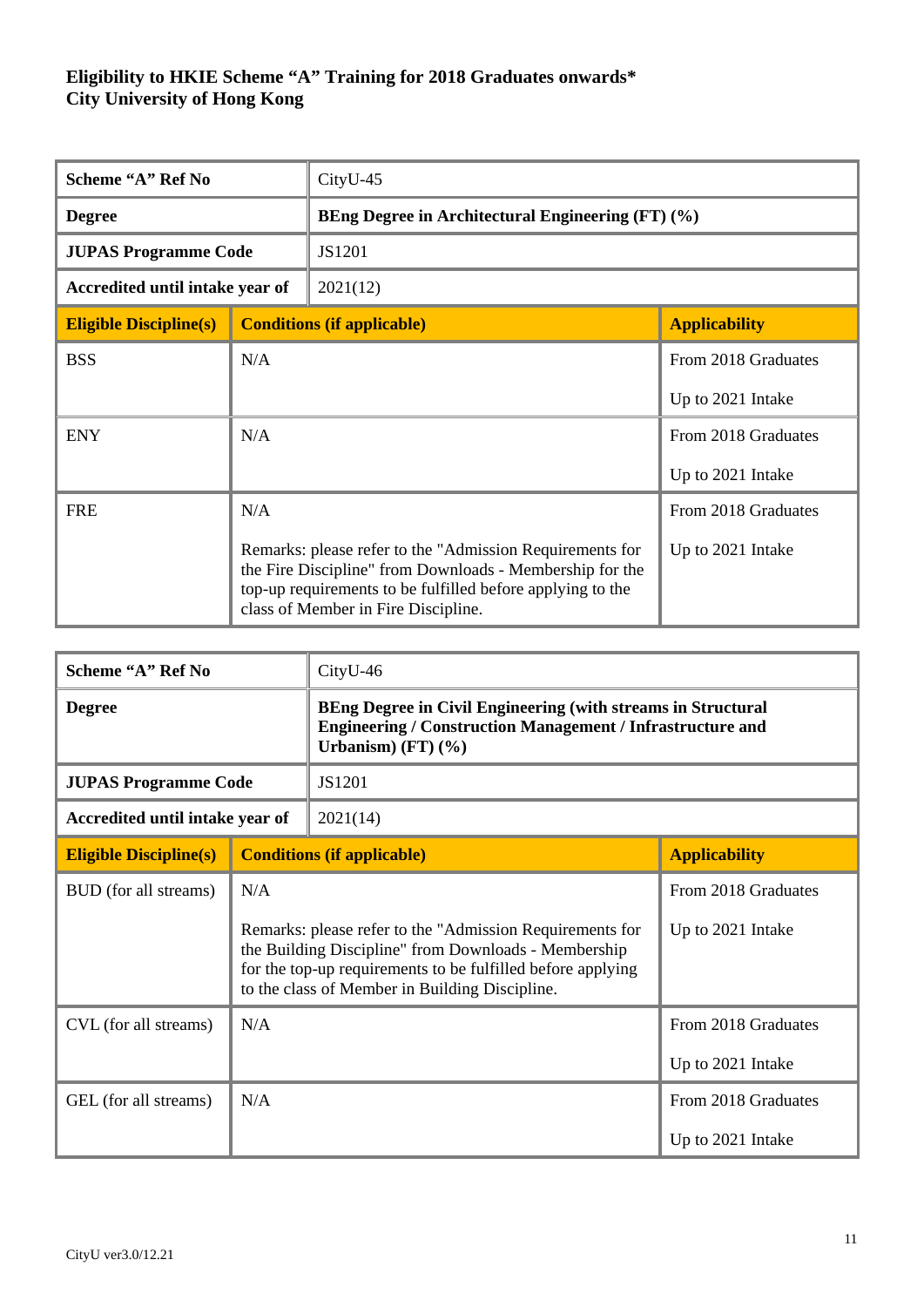**Eligibility to HKIE Scheme "A" Training for 2018 Graduates onwards***
**City University of Hong Kong**

| **Scheme "A" Ref No** | CityU-45 | |
|---|---|---|
| **Degree** | **BEng Degree in Architectural Engineering (FT) (%)** | |
| **JUPAS Programme Code** | JS1201 | |
| **Accredited until intake year of** | 2021(12) | |
| **Eligible Discipline(s)** | **Conditions (if applicable)** | **Applicability** |
| BSS | N/A | From 2018 Graduates<br>Up to 2021 Intake |
| ENY | N/A | From 2018 Graduates<br>Up to 2021 Intake |
| FRE | N/A<br><br>Remarks: please refer to the "Admission Requirements for the Fire Discipline" from Downloads - Membership for the top-up requirements to be fulfilled before applying to the class of Member in Fire Discipline. | From 2018 Graduates<br>Up to 2021 Intake |

| **Scheme "A" Ref No** | CityU-46 | |
|---|---|---|
| **Degree** | **BEng Degree in Civil Engineering (with streams in Structural Engineering / Construction Management / Infrastructure and Urbanism) (FT) (%)** | |
| **JUPAS Programme Code** | JS1201 | |
| **Accredited until intake year of** | 2021(14) | |
| **Eligible Discipline(s)** | **Conditions (if applicable)** | **Applicability** |
| BUD (for all streams) | N/A<br><br>Remarks: please refer to the "Admission Requirements for the Building Discipline" from Downloads - Membership for the top-up requirements to be fulfilled before applying to the class of Member in Building Discipline. | From 2018 Graduates<br>Up to 2021 Intake |
| CVL (for all streams) | N/A | From 2018 Graduates<br>Up to 2021 Intake |
| GEL (for all streams) | N/A | From 2018 Graduates<br>Up to 2021 Intake |

CityU ver3.0/12.21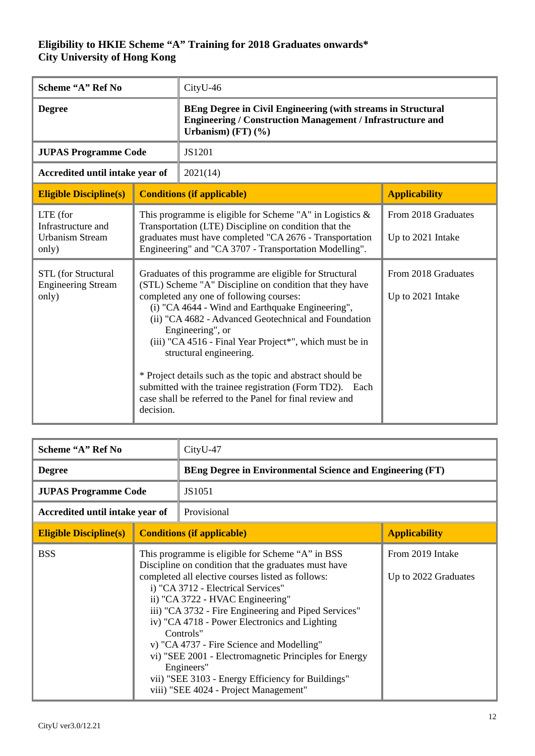**Eligibility to HKIE Scheme "A" Training for 2018 Graduates onwards***
**City University of Hong Kong**

| **Scheme "A" Ref No** | CityU-46 | |
|---|---|---|
| **Degree** | **BEng Degree in Civil Engineering (with streams in Structural Engineering / Construction Management / Infrastructure and Urbanism) (FT) (%)** | |
| **JUPAS Programme Code** | JS1201 | |
| **Accredited until intake year of** | 2021(14) | |
| **Eligible Discipline(s)** | **Conditions (if applicable)** | **Applicability** |
| LTE (for Infrastructure and Urbanism Stream only) | This programme is eligible for Scheme "A" in Logistics & Transportation (LTE) Discipline on condition that the graduates must have completed "CA 2676 - Transportation Engineering" and "CA 3707 - Transportation Modelling". | From 2018 Graduates<br><br>Up to 2021 Intake |
| STL (for Structural Engineering Stream only) | Graduates of this programme are eligible for Structural (STL) Scheme "A" Discipline on condition that they have completed any one of following courses:<br>(i) "CA 4644 - Wind and Earthquake Engineering",<br>(ii) "CA 4682 - Advanced Geotechnical and Foundation Engineering", or<br>(iii) "CA 4516 - Final Year Project*", which must be in structural engineering.<br><br>* Project details such as the topic and abstract should be submitted with the trainee registration (Form TD2). Each case shall be referred to the Panel for final review and decision. | From 2018 Graduates<br><br>Up to 2021 Intake |

| **Scheme "A" Ref No** | CityU-47 | |
|---|---|---|
| **Degree** | **BEng Degree in Environmental Science and Engineering (FT)** | |
| **JUPAS Programme Code** | JS1051 | |
| **Accredited until intake year of** | Provisional | |
| **Eligible Discipline(s)** | **Conditions (if applicable)** | **Applicability** |
| BSS | This programme is eligible for Scheme "A" in BSS Discipline on condition that the graduates must have completed all elective courses listed as follows:<br>i) "CA 3712 - Electrical Services"<br>ii) "CA 3722 - HVAC Engineering"<br>iii) "CA 3732 - Fire Engineering and Piped Services"<br>iv) "CA 4718 - Power Electronics and Lighting Controls"<br>v) "CA 4737 - Fire Science and Modelling"<br>vi) "SEE 2001 - Electromagnetic Principles for Energy Engineers"<br>vii) "SEE 3103 - Energy Efficiency for Buildings"<br>viii) "SEE 4024 - Project Management" | From 2019 Intake<br><br>Up to 2022 Graduates |

CityU ver3.0/12.21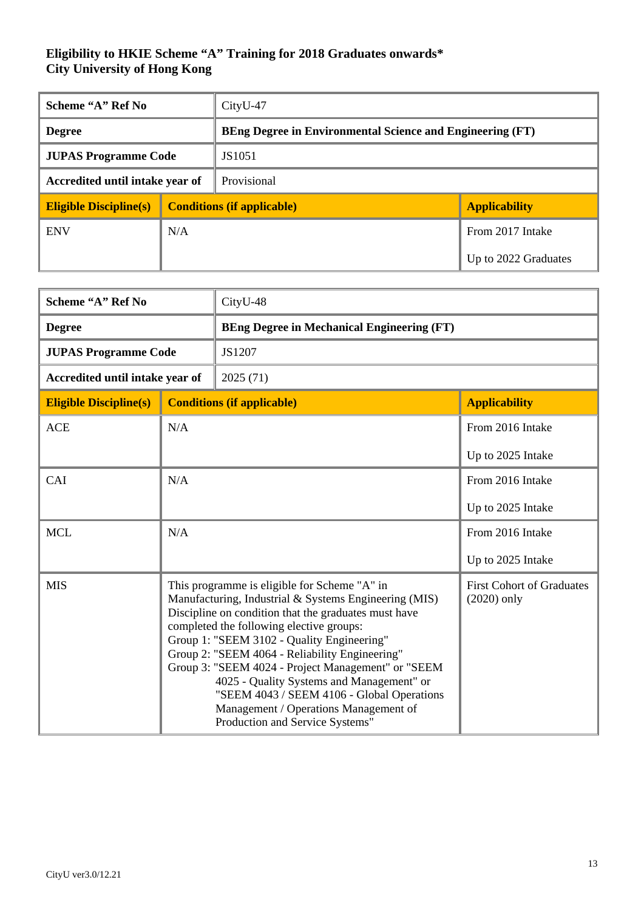**Eligibility to HKIE Scheme "A" Training for 2018 Graduates onwards***
**City University of Hong Kong**

| **Scheme "A" Ref No** | CityU-47 | |
|---|---|---|
| **Degree** | **BEng Degree in Environmental Science and Engineering (FT)** | |
| **JUPAS Programme Code** | JS1051 | |
| **Accredited until intake year of** | Provisional | |
| **Eligible Discipline(s)** | **Conditions (if applicable)** | **Applicability** |
| ENV | N/A | From 2017 Intake<br>Up to 2022 Graduates |

| **Scheme "A" Ref No** | CityU-48 | |
|---|---|---|
| **Degree** | **BEng Degree in Mechanical Engineering (FT)** | |
| **JUPAS Programme Code** | JS1207 | |
| **Accredited until intake year of** | 2025 (71) | |
| **Eligible Discipline(s)** | **Conditions (if applicable)** | **Applicability** |
| ACE | N/A | From 2016 Intake<br>Up to 2025 Intake |
| CAI | N/A | From 2016 Intake<br>Up to 2025 Intake |
| MCL | N/A | From 2016 Intake<br>Up to 2025 Intake |
| MIS | This programme is eligible for Scheme "A" in Manufacturing, Industrial & Systems Engineering (MIS) Discipline on condition that the graduates must have completed the following elective groups:<br>Group 1: "SEEM 3102 - Quality Engineering"<br>Group 2: "SEEM 4064 - Reliability Engineering"<br>Group 3: "SEEM 4024 - Project Management" or "SEEM 4025 - Quality Systems and Management" or "SEEM 4043 / SEEM 4106 - Global Operations Management / Operations Management of Production and Service Systems" | First Cohort of Graduates (2020) only |

CityU ver3.0/12.21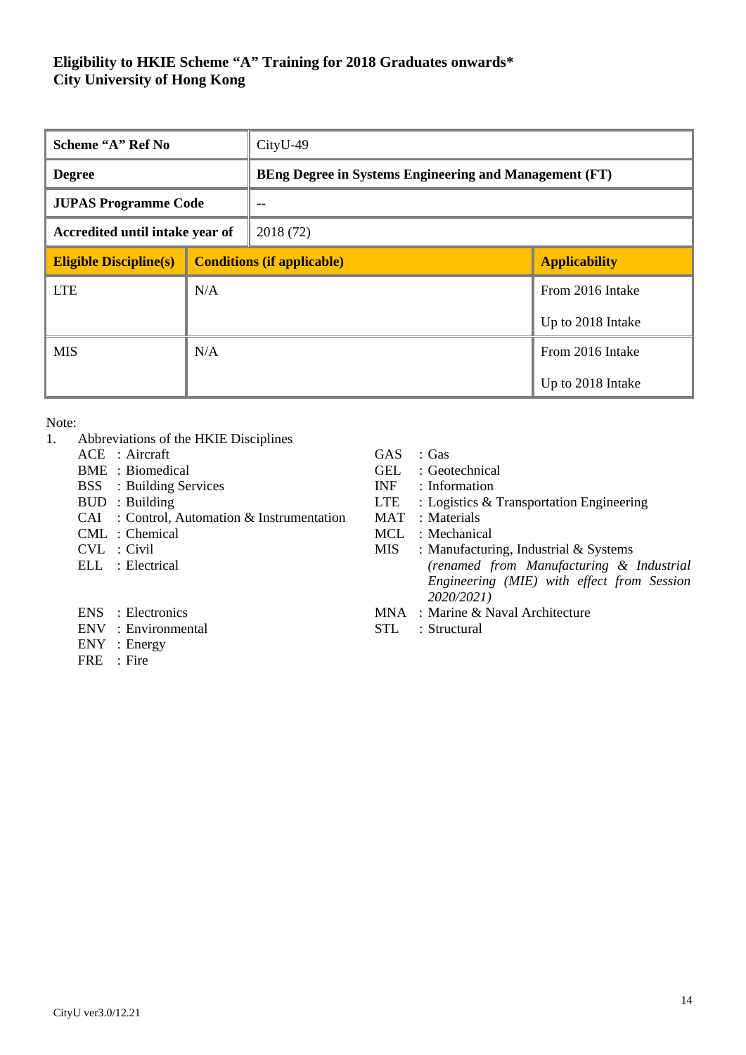**Eligibility to HKIE Scheme "A" Training for 2018 Graduates onwards***
**City University of Hong Kong**

| | | |
|---|---|---|
| **Scheme "A" Ref No** | CityU-49 | |
| **Degree** | **BEng Degree in Systems Engineering and Management (FT)** | |
| **JUPAS Programme Code** | -- | |
| **Accredited until intake year of** | 2018 (72) | |
| **Eligible Discipline(s)** | **Conditions (if applicable)** | **Applicability** |
| LTE | N/A | From 2016 Intake<br>Up to 2018 Intake |
| MIS | N/A | From 2016 Intake<br>Up to 2018 Intake |

Note:

1. Abbreviations of the HKIE Disciplines

ACE : Aircraft
BME : Biomedical
BSS : Building Services
BUD : Building
CAI : Control, Automation & Instrumentation
CML : Chemical
CVL : Civil
ELL : Electrical
ENS : Electronics
ENV : Environmental
ENY : Energy
FRE : Fire
GAS : Gas
GEL : Geotechnical
INF : Information
LTE : Logistics & Transportation Engineering
MAT : Materials
MCL : Mechanical
MIS : Manufacturing, Industrial & Systems *(renamed from Manufacturing & Industrial Engineering (MIE) with effect from Session 2020/2021)*
MNA : Marine & Naval Architecture
STL : Structural

CityU ver3.0/12.21